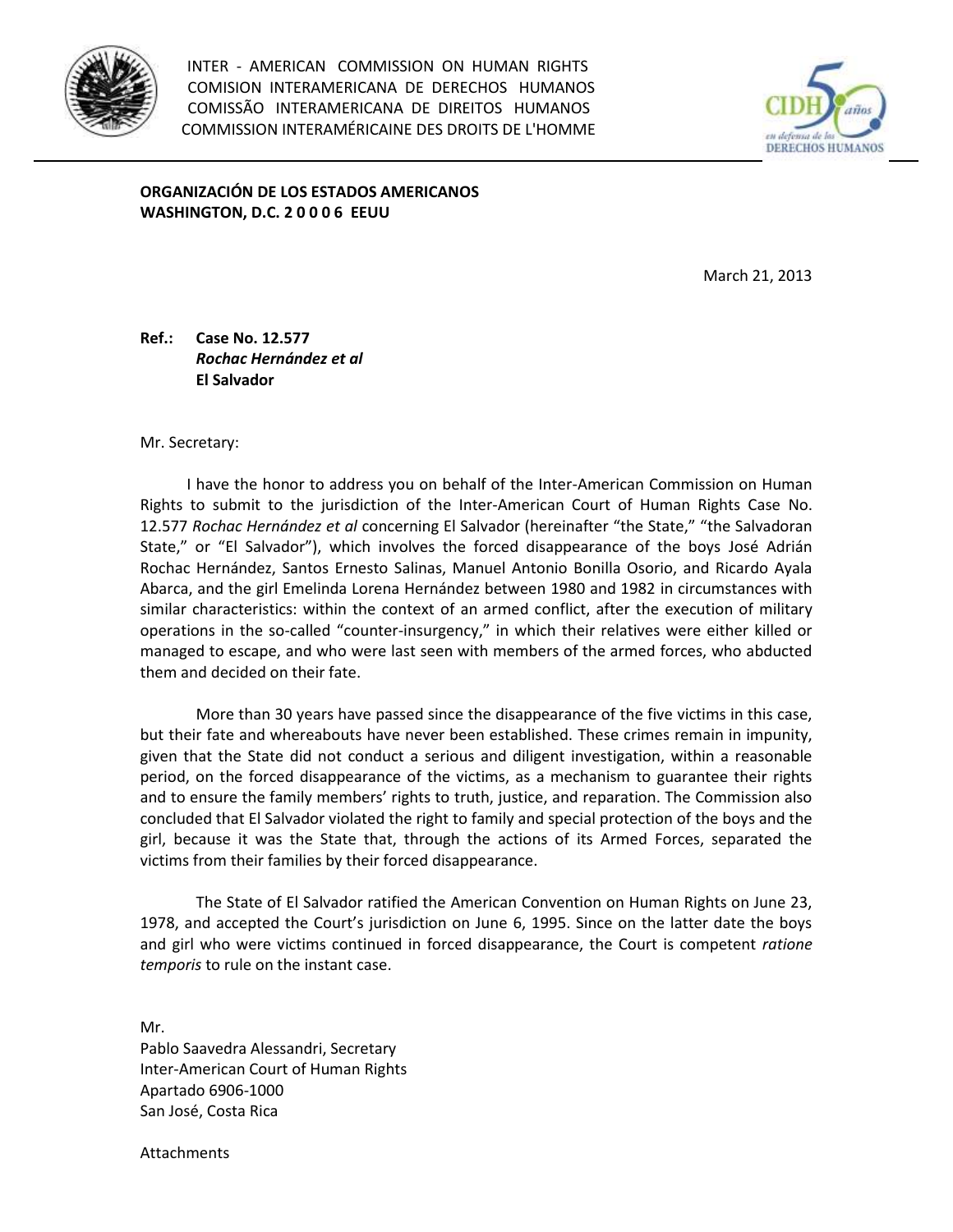INTER - AMERICAN COMMISSION ON HUMAN RIGHTS
COMISION INTERAMERICANA DE DERECHOS HUMANOS
COMISSÃO INTERAMERICANA DE DIREITOS HUMANOS
COMMISSION INTERAMÉRICAINE DES DROITS DE L'HOMME

**ORGANIZACIÓN DE LOS ESTADOS AMERICANOS**
**WASHINGTON, D.C. 2 0 0 0 6 EEUU**

March 21, 2013

**Ref.: Case No. 12.577**
***Rochac Hernández et al***
**El Salvador**

Mr. Secretary:

I have the honor to address you on behalf of the Inter-American Commission on Human Rights to submit to the jurisdiction of the Inter-American Court of Human Rights Case No. 12.577 *Rochac Hernández et al* concerning El Salvador (hereinafter "the State," "the Salvadoran State," or "El Salvador"), which involves the forced disappearance of the boys José Adrián Rochac Hernández, Santos Ernesto Salinas, Manuel Antonio Bonilla Osorio, and Ricardo Ayala Abarca, and the girl Emelinda Lorena Hernández between 1980 and 1982 in circumstances with similar characteristics: within the context of an armed conflict, after the execution of military operations in the so-called "counter-insurgency," in which their relatives were either killed or managed to escape, and who were last seen with members of the armed forces, who abducted them and decided on their fate.

More than 30 years have passed since the disappearance of the five victims in this case, but their fate and whereabouts have never been established. These crimes remain in impunity, given that the State did not conduct a serious and diligent investigation, within a reasonable period, on the forced disappearance of the victims, as a mechanism to guarantee their rights and to ensure the family members' rights to truth, justice, and reparation. The Commission also concluded that El Salvador violated the right to family and special protection of the boys and the girl, because it was the State that, through the actions of its Armed Forces, separated the victims from their families by their forced disappearance.

The State of El Salvador ratified the American Convention on Human Rights on June 23, 1978, and accepted the Court's jurisdiction on June 6, 1995. Since on the latter date the boys and girl who were victims continued in forced disappearance, the Court is competent *ratione temporis* to rule on the instant case.

Mr.
Pablo Saavedra Alessandri, Secretary
Inter-American Court of Human Rights
Apartado 6906-1000
San José, Costa Rica

Attachments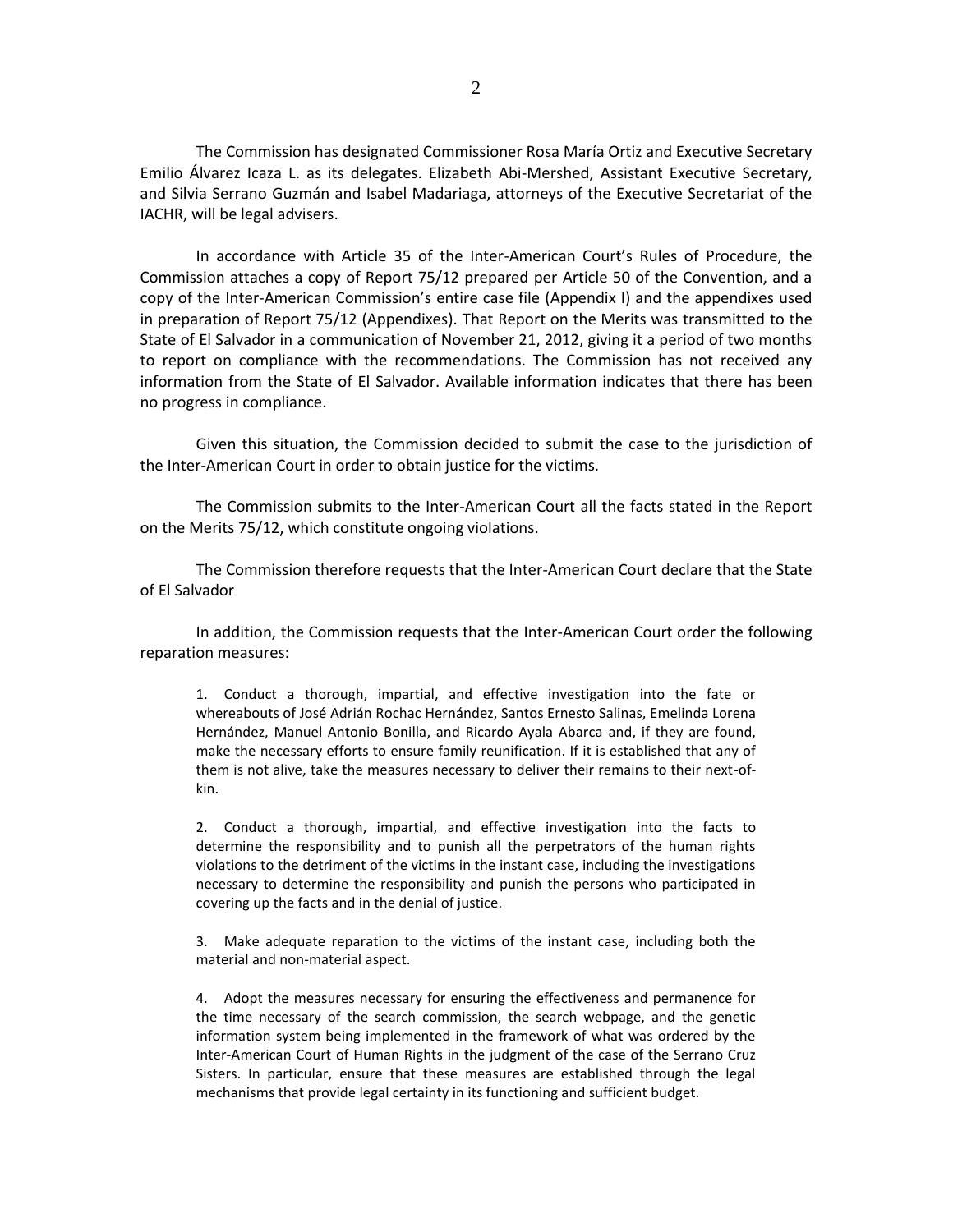The Commission has designated Commissioner Rosa María Ortiz and Executive Secretary Emilio Álvarez Icaza L. as its delegates. Elizabeth Abi-Mershed, Assistant Executive Secretary, and Silvia Serrano Guzmán and Isabel Madariaga, attorneys of the Executive Secretariat of the IACHR, will be legal advisers.

In accordance with Article 35 of the Inter-American Court's Rules of Procedure, the Commission attaches a copy of Report 75/12 prepared per Article 50 of the Convention, and a copy of the Inter-American Commission's entire case file (Appendix I) and the appendixes used in preparation of Report 75/12 (Appendixes). That Report on the Merits was transmitted to the State of El Salvador in a communication of November 21, 2012, giving it a period of two months to report on compliance with the recommendations. The Commission has not received any information from the State of El Salvador. Available information indicates that there has been no progress in compliance.

Given this situation, the Commission decided to submit the case to the jurisdiction of the Inter-American Court in order to obtain justice for the victims.

The Commission submits to the Inter-American Court all the facts stated in the Report on the Merits 75/12, which constitute ongoing violations.

The Commission therefore requests that the Inter-American Court declare that the State of El Salvador

In addition, the Commission requests that the Inter-American Court order the following reparation measures:

> 1. Conduct a thorough, impartial, and effective investigation into the fate or whereabouts of José Adrián Rochac Hernández, Santos Ernesto Salinas, Emelinda Lorena Hernández, Manuel Antonio Bonilla, and Ricardo Ayala Abarca and, if they are found, make the necessary efforts to ensure family reunification. If it is established that any of them is not alive, take the measures necessary to deliver their remains to their next-of-kin.
>
> 2. Conduct a thorough, impartial, and effective investigation into the facts to determine the responsibility and to punish all the perpetrators of the human rights violations to the detriment of the victims in the instant case, including the investigations necessary to determine the responsibility and punish the persons who participated in covering up the facts and in the denial of justice.
>
> 3. Make adequate reparation to the victims of the instant case, including both the material and non-material aspect.
>
> 4. Adopt the measures necessary for ensuring the effectiveness and permanence for the time necessary of the search commission, the search webpage, and the genetic information system being implemented in the framework of what was ordered by the Inter-American Court of Human Rights in the judgment of the case of the Serrano Cruz Sisters. In particular, ensure that these measures are established through the legal mechanisms that provide legal certainty in its functioning and sufficient budget.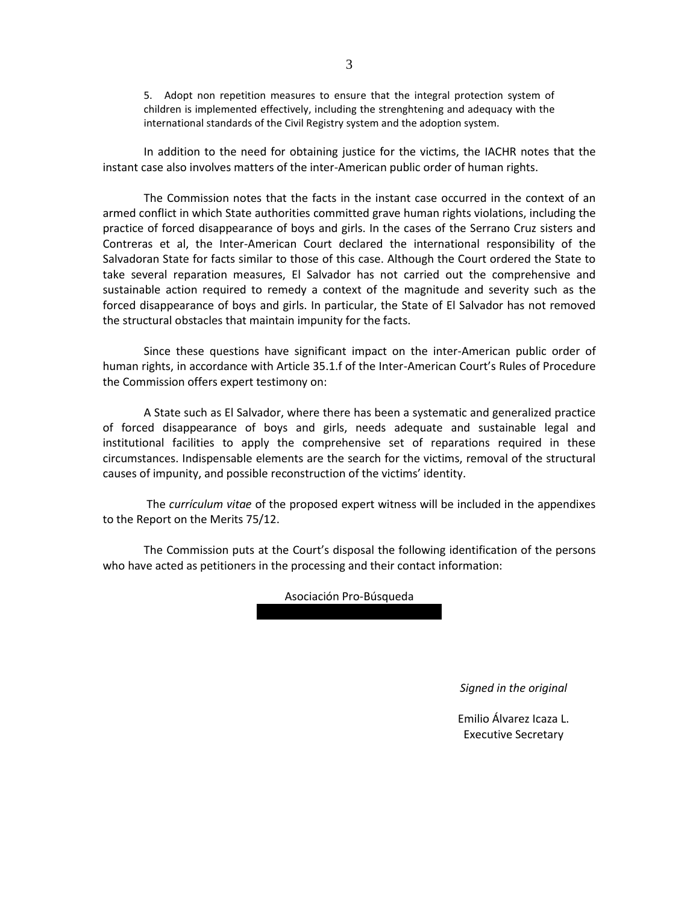5. Adopt non repetition measures to ensure that the integral protection system of children is implemented effectively, including the strenghtening and adequacy with the international standards of the Civil Registry system and the adoption system.

In addition to the need for obtaining justice for the victims, the IACHR notes that the instant case also involves matters of the inter-American public order of human rights.

The Commission notes that the facts in the instant case occurred in the context of an armed conflict in which State authorities committed grave human rights violations, including the practice of forced disappearance of boys and girls. In the cases of the Serrano Cruz sisters and Contreras et al, the Inter-American Court declared the international responsibility of the Salvadoran State for facts similar to those of this case. Although the Court ordered the State to take several reparation measures, El Salvador has not carried out the comprehensive and sustainable action required to remedy a context of the magnitude and severity such as the forced disappearance of boys and girls. In particular, the State of El Salvador has not removed the structural obstacles that maintain impunity for the facts.

Since these questions have significant impact on the inter-American public order of human rights, in accordance with Article 35.1.f of the Inter-American Court's Rules of Procedure the Commission offers expert testimony on:

A State such as El Salvador, where there has been a systematic and generalized practice of forced disappearance of boys and girls, needs adequate and sustainable legal and institutional facilities to apply the comprehensive set of reparations required in these circumstances. Indispensable elements are the search for the victims, removal of the structural causes of impunity, and possible reconstruction of the victims' identity.

The *currículum vitae* of the proposed expert witness will be included in the appendixes to the Report on the Merits 75/12.

The Commission puts at the Court's disposal the following identification of the persons who have acted as petitioners in the processing and their contact information:

Asociación Pro-Búsqueda

*Signed in the original*

Emilio Álvarez Icaza L.
Executive Secretary